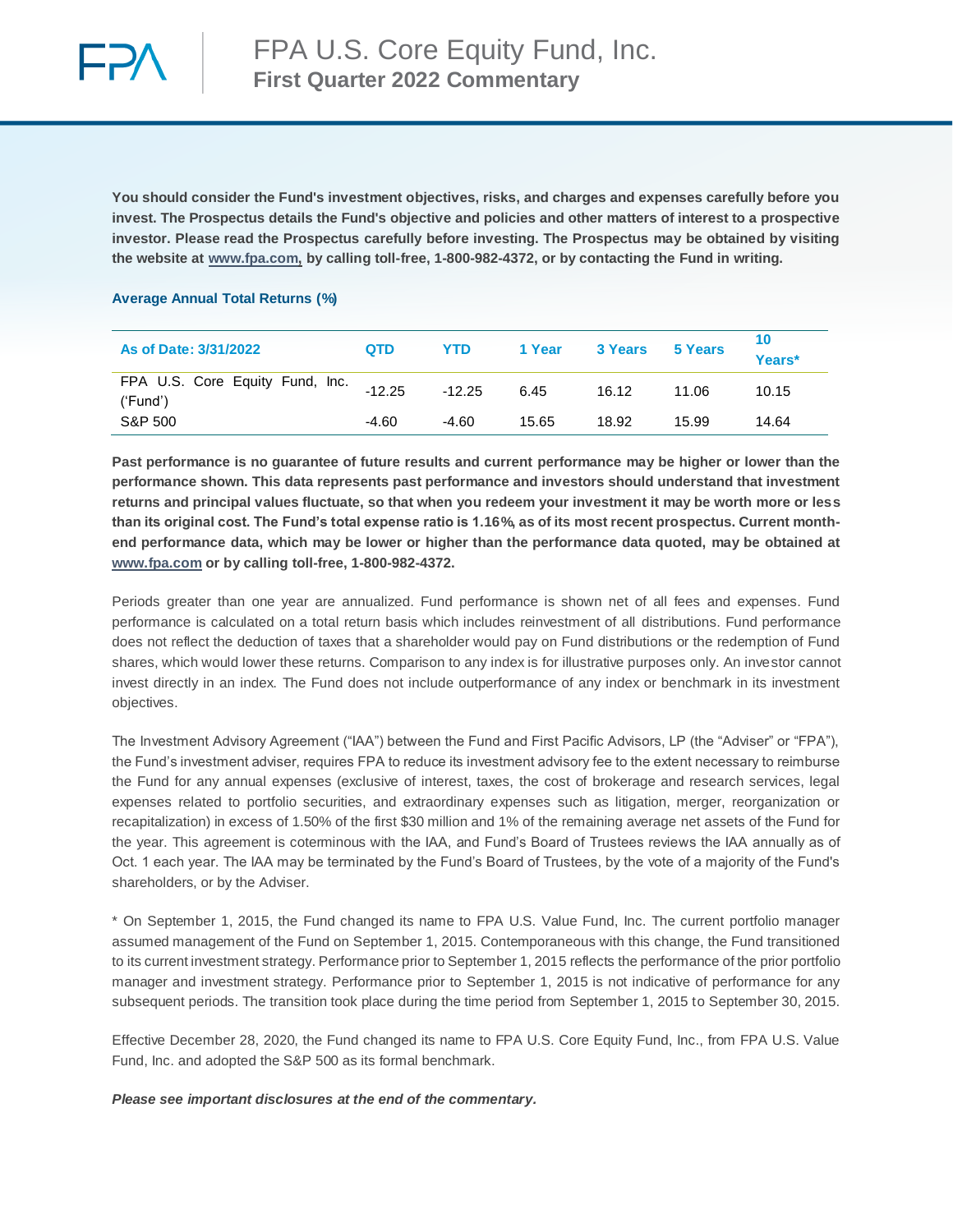# FPA U.S. Core Equity Fund, Inc.

## First Quarter 2022 Commentary

**You should consider the Fund's investment objectives, risks, and charges and expenses carefully before you invest. The Prospectus details the Fund's objective and policies and other matters of interest to a prospective investor. Please read the Prospectus carefully before investing. The Prospectus may be obtained by visiting the website at www.fpa.com, by calling toll-free, 1-800-982-4372, or by contacting the Fund in writing.**

### Average Annual Total Returns (%)

| As of Date: 3/31/2022 | QTD | YTD | 1 Year | 3 Years | 5 Years | 10 Years* |
|---|---|---|---|---|---|---|
| FPA U.S. Core Equity Fund, Inc. ('Fund') | -12.25 | -12.25 | 6.45 | 16.12 | 11.06 | 10.15 |
| S&P 500 | -4.60 | -4.60 | 15.65 | 18.92 | 15.99 | 14.64 |

**Past performance is no guarantee of future results and current performance may be higher or lower than the performance shown. This data represents past performance and investors should understand that investment returns and principal values fluctuate, so that when you redeem your investment it may be worth more or less than its original cost. The Fund's total expense ratio is 1.16%, as of its most recent prospectus. Current month-end performance data, which may be lower or higher than the performance data quoted, may be obtained at www.fpa.com or by calling toll-free, 1-800-982-4372.**

Periods greater than one year are annualized. Fund performance is shown net of all fees and expenses. Fund performance is calculated on a total return basis which includes reinvestment of all distributions. Fund performance does not reflect the deduction of taxes that a shareholder would pay on Fund distributions or the redemption of Fund shares, which would lower these returns. Comparison to any index is for illustrative purposes only. An investor cannot invest directly in an index. The Fund does not include outperformance of any index or benchmark in its investment objectives.

The Investment Advisory Agreement ("IAA") between the Fund and First Pacific Advisors, LP (the "Adviser" or "FPA"), the Fund's investment adviser, requires FPA to reduce its investment advisory fee to the extent necessary to reimburse the Fund for any annual expenses (exclusive of interest, taxes, the cost of brokerage and research services, legal expenses related to portfolio securities, and extraordinary expenses such as litigation, merger, reorganization or recapitalization) in excess of 1.50% of the first $30 million and 1% of the remaining average net assets of the Fund for the year. This agreement is coterminous with the IAA, and Fund's Board of Trustees reviews the IAA annually as of Oct. 1 each year. The IAA may be terminated by the Fund's Board of Trustees, by the vote of a majority of the Fund's shareholders, or by the Adviser.

* On September 1, 2015, the Fund changed its name to FPA U.S. Value Fund, Inc. The current portfolio manager assumed management of the Fund on September 1, 2015. Contemporaneous with this change, the Fund transitioned to its current investment strategy. Performance prior to September 1, 2015 reflects the performance of the prior portfolio manager and investment strategy. Performance prior to September 1, 2015 is not indicative of performance for any subsequent periods. The transition took place during the time period from September 1, 2015 to September 30, 2015.

Effective December 28, 2020, the Fund changed its name to FPA U.S. Core Equity Fund, Inc., from FPA U.S. Value Fund, Inc. and adopted the S&P 500 as its formal benchmark.

***Please see important disclosures at the end of the commentary.***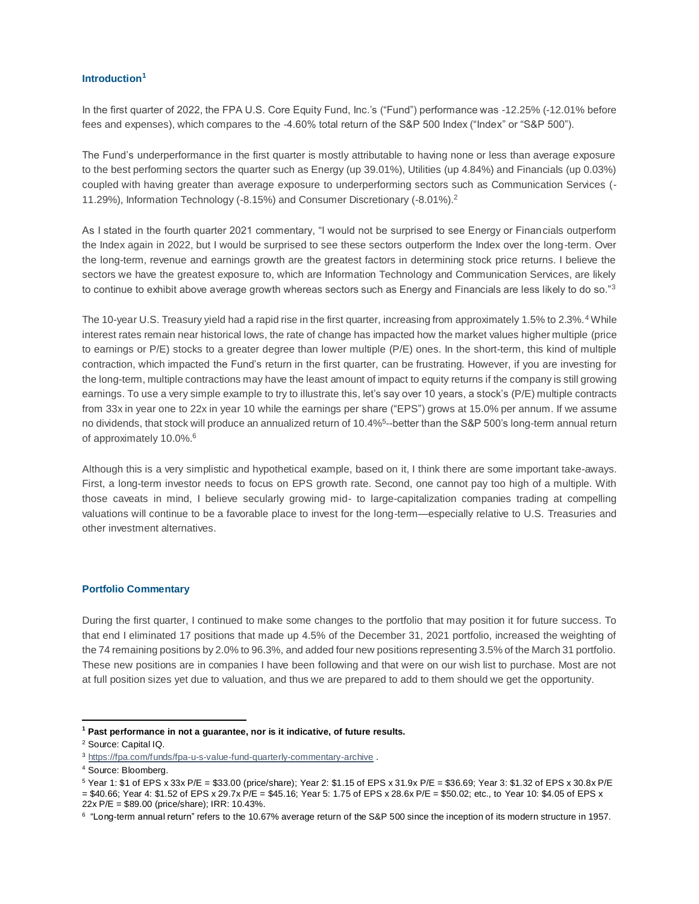## Introduction[1]

In the first quarter of 2022, the FPA U.S. Core Equity Fund, Inc.'s ("Fund") performance was -12.25% (-12.01% before fees and expenses), which compares to the -4.60% total return of the S&P 500 Index ("Index" or "S&P 500").

The Fund's underperformance in the first quarter is mostly attributable to having none or less than average exposure to the best performing sectors the quarter such as Energy (up 39.01%), Utilities (up 4.84%) and Financials (up 0.03%) coupled with having greater than average exposure to underperforming sectors such as Communication Services (-11.29%), Information Technology (-8.15%) and Consumer Discretionary (-8.01%).[2]

As I stated in the fourth quarter 2021 commentary, "I would not be surprised to see Energy or Financials outperform the Index again in 2022, but I would be surprised to see these sectors outperform the Index over the long-term. Over the long-term, revenue and earnings growth are the greatest factors in determining stock price returns. I believe the sectors we have the greatest exposure to, which are Information Technology and Communication Services, are likely to continue to exhibit above average growth whereas sectors such as Energy and Financials are less likely to do so."[3]

The 10-year U.S. Treasury yield had a rapid rise in the first quarter, increasing from approximately 1.5% to 2.3%.[4] While interest rates remain near historical lows, the rate of change has impacted how the market values higher multiple (price to earnings or P/E) stocks to a greater degree than lower multiple (P/E) ones. In the short-term, this kind of multiple contraction, which impacted the Fund's return in the first quarter, can be frustrating. However, if you are investing for the long-term, multiple contractions may have the least amount of impact to equity returns if the company is still growing earnings. To use a very simple example to try to illustrate this, let's say over 10 years, a stock's (P/E) multiple contracts from 33x in year one to 22x in year 10 while the earnings per share ("EPS") grows at 15.0% per annum. If we assume no dividends, that stock will produce an annualized return of 10.4%[5]--better than the S&P 500's long-term annual return of approximately 10.0%.[6]

Although this is a very simplistic and hypothetical example, based on it, I think there are some important take-aways. First, a long-term investor needs to focus on EPS growth rate. Second, one cannot pay too high of a multiple. With those caveats in mind, I believe secularly growing mid- to large-capitalization companies trading at compelling valuations will continue to be a favorable place to invest for the long-term—especially relative to U.S. Treasuries and other investment alternatives.

## Portfolio Commentary

During the first quarter, I continued to make some changes to the portfolio that may position it for future success. To that end I eliminated 17 positions that made up 4.5% of the December 31, 2021 portfolio, increased the weighting of the 74 remaining positions by 2.0% to 96.3%, and added four new positions representing 3.5% of the March 31 portfolio. These new positions are in companies I have been following and that were on our wish list to purchase. Most are not at full position sizes yet due to valuation, and thus we are prepared to add to them should we get the opportunity.

---

[1] **Past performance in not a guarantee, nor is it indicative, of future results.**

[2] Source: Capital IQ.

[3] https://fpa.com/funds/fpa-u-s-value-fund-quarterly-commentary-archive .

[4] Source: Bloomberg.

[5] Year 1: $1 of EPS x 33x P/E = $33.00 (price/share); Year 2: $1.15 of EPS x 31.9x P/E = $36.69; Year 3: $1.32 of EPS x 30.8x P/E = $40.66; Year 4: $1.52 of EPS x 29.7x P/E = $45.16; Year 5: 1.75 of EPS x 28.6x P/E = $50.02; etc., to Year 10: $4.05 of EPS x 22x P/E = $89.00 (price/share); IRR: 10.43%.

[6] "Long-term annual return" refers to the 10.67% average return of the S&P 500 since the inception of its modern structure in 1957.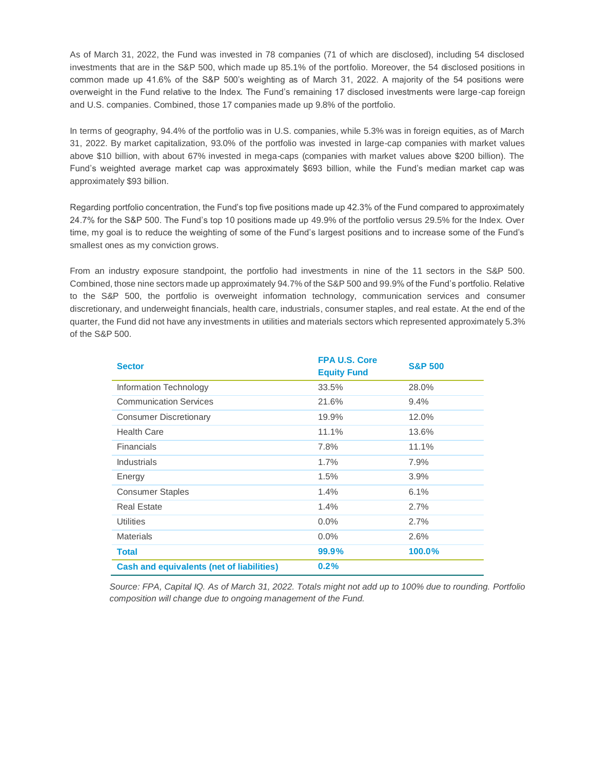As of March 31, 2022, the Fund was invested in 78 companies (71 of which are disclosed), including 54 disclosed investments that are in the S&P 500, which made up 85.1% of the portfolio. Moreover, the 54 disclosed positions in common made up 41.6% of the S&P 500's weighting as of March 31, 2022. A majority of the 54 positions were overweight in the Fund relative to the Index. The Fund's remaining 17 disclosed investments were large-cap foreign and U.S. companies. Combined, those 17 companies made up 9.8% of the portfolio.

In terms of geography, 94.4% of the portfolio was in U.S. companies, while 5.3% was in foreign equities, as of March 31, 2022. By market capitalization, 93.0% of the portfolio was invested in large-cap companies with market values above $10 billion, with about 67% invested in mega-caps (companies with market values above $200 billion). The Fund's weighted average market cap was approximately $693 billion, while the Fund's median market cap was approximately $93 billion.

Regarding portfolio concentration, the Fund's top five positions made up 42.3% of the Fund compared to approximately 24.7% for the S&P 500. The Fund's top 10 positions made up 49.9% of the portfolio versus 29.5% for the Index. Over time, my goal is to reduce the weighting of some of the Fund's largest positions and to increase some of the Fund's smallest ones as my conviction grows.

From an industry exposure standpoint, the portfolio had investments in nine of the 11 sectors in the S&P 500. Combined, those nine sectors made up approximately 94.7% of the S&P 500 and 99.9% of the Fund's portfolio. Relative to the S&P 500, the portfolio is overweight information technology, communication services and consumer discretionary, and underweight financials, health care, industrials, consumer staples, and real estate. At the end of the quarter, the Fund did not have any investments in utilities and materials sectors which represented approximately 5.3% of the S&P 500.

| Sector | FPA U.S. Core Equity Fund | S&P 500 |
| --- | --- | --- |
| Information Technology | 33.5% | 28.0% |
| Communication Services | 21.6% | 9.4% |
| Consumer Discretionary | 19.9% | 12.0% |
| Health Care | 11.1% | 13.6% |
| Financials | 7.8% | 11.1% |
| Industrials | 1.7% | 7.9% |
| Energy | 1.5% | 3.9% |
| Consumer Staples | 1.4% | 6.1% |
| Real Estate | 1.4% | 2.7% |
| Utilities | 0.0% | 2.7% |
| Materials | 0.0% | 2.6% |
| **Total** | **99.9%** | **100.0%** |
| **Cash and equivalents (net of liabilities)** | **0.2%** | |

*Source: FPA, Capital IQ. As of March 31, 2022. Totals might not add up to 100% due to rounding. Portfolio composition will change due to ongoing management of the Fund.*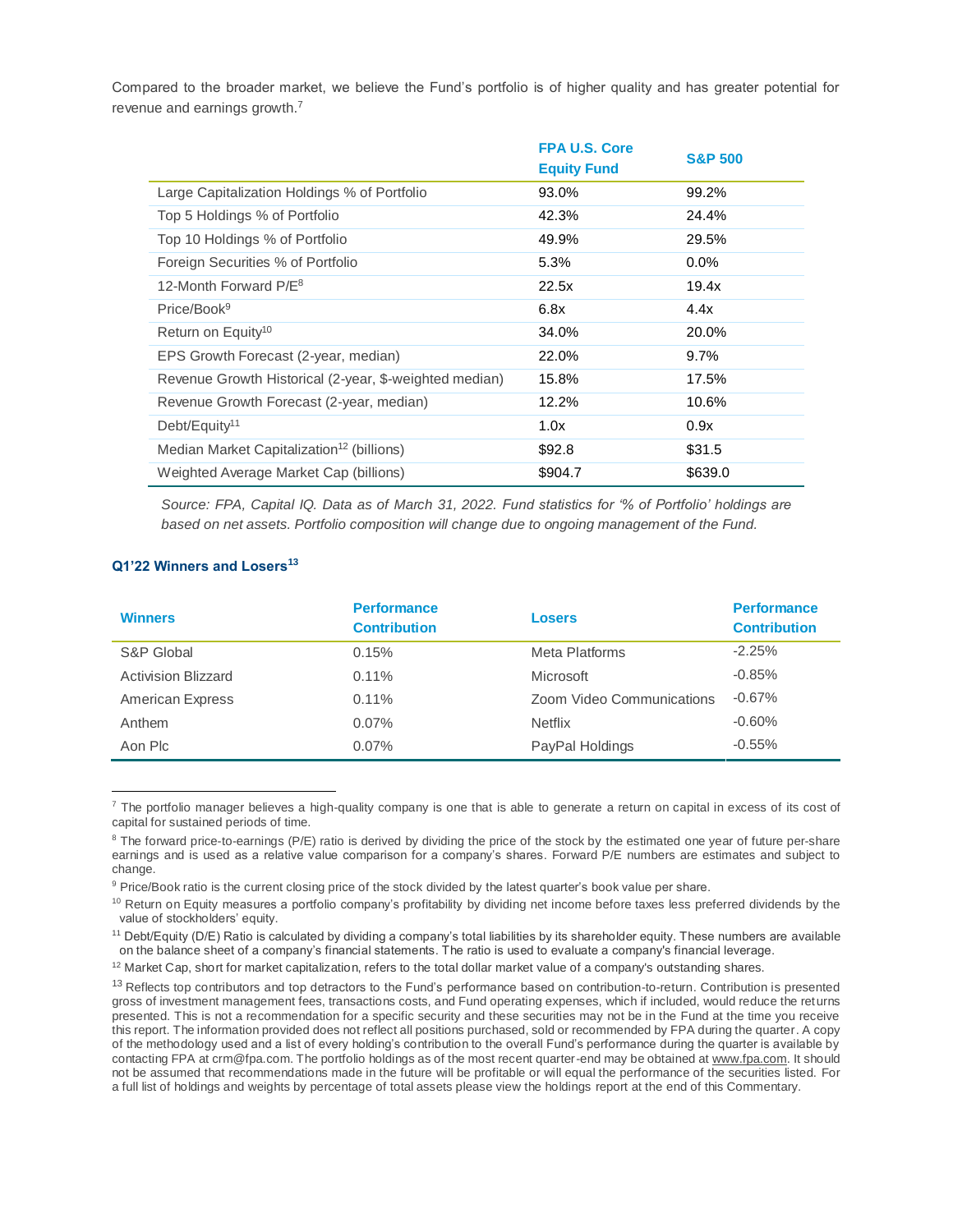Compared to the broader market, we believe the Fund's portfolio is of higher quality and has greater potential for revenue and earnings growth.[7]

| | FPA U.S. Core Equity Fund | S&P 500 |
|---|---|---|
| Large Capitalization Holdings % of Portfolio | 93.0% | 99.2% |
| Top 5 Holdings % of Portfolio | 42.3% | 24.4% |
| Top 10 Holdings % of Portfolio | 49.9% | 29.5% |
| Foreign Securities % of Portfolio | 5.3% | 0.0% |
| 12-Month Forward P/E[8] | 22.5x | 19.4x |
| Price/Book[9] | 6.8x | 4.4x |
| Return on Equity[10] | 34.0% | 20.0% |
| EPS Growth Forecast (2-year, median) | 22.0% | 9.7% |
| Revenue Growth Historical (2-year, $-weighted median) | 15.8% | 17.5% |
| Revenue Growth Forecast (2-year, median) | 12.2% | 10.6% |
| Debt/Equity[11] | 1.0x | 0.9x |
| Median Market Capitalization[12] (billions) | $92.8 | $31.5 |
| Weighted Average Market Cap (billions) | $904.7 | $639.0 |

*Source: FPA, Capital IQ. Data as of March 31, 2022. Fund statistics for '% of Portfolio' holdings are based on net assets. Portfolio composition will change due to ongoing management of the Fund.*

### Q1'22 Winners and Losers[13]

| Winners | Performance Contribution | Losers | Performance Contribution |
|---|---|---|---|
| S&P Global | 0.15% | Meta Platforms | -2.25% |
| Activision Blizzard | 0.11% | Microsoft | -0.85% |
| American Express | 0.11% | Zoom Video Communications | -0.67% |
| Anthem | 0.07% | Netflix | -0.60% |
| Aon Plc | 0.07% | PayPal Holdings | -0.55% |

---

[7] The portfolio manager believes a high-quality company is one that is able to generate a return on capital in excess of its cost of capital for sustained periods of time.

[8] The forward price-to-earnings (P/E) ratio is derived by dividing the price of the stock by the estimated one year of future per-share earnings and is used as a relative value comparison for a company's shares. Forward P/E numbers are estimates and subject to change.

[9] Price/Book ratio is the current closing price of the stock divided by the latest quarter's book value per share.

[10] Return on Equity measures a portfolio company's profitability by dividing net income before taxes less preferred dividends by the value of stockholders' equity.

[11] Debt/Equity (D/E) Ratio is calculated by dividing a company's total liabilities by its shareholder equity. These numbers are available on the balance sheet of a company's financial statements. The ratio is used to evaluate a company's financial leverage.

[12] Market Cap, short for market capitalization, refers to the total dollar market value of a company's outstanding shares.

[13] Reflects top contributors and top detractors to the Fund's performance based on contribution-to-return. Contribution is presented gross of investment management fees, transactions costs, and Fund operating expenses, which if included, would reduce the returns presented. This is not a recommendation for a specific security and these securities may not be in the Fund at the time you receive this report. The information provided does not reflect all positions purchased, sold or recommended by FPA during the quarter. A copy of the methodology used and a list of every holding's contribution to the overall Fund's performance during the quarter is available by contacting FPA at crm@fpa.com. The portfolio holdings as of the most recent quarter-end may be obtained at www.fpa.com. It should not be assumed that recommendations made in the future will be profitable or will equal the performance of the securities listed. For a full list of holdings and weights by percentage of total assets please view the holdings report at the end of this Commentary.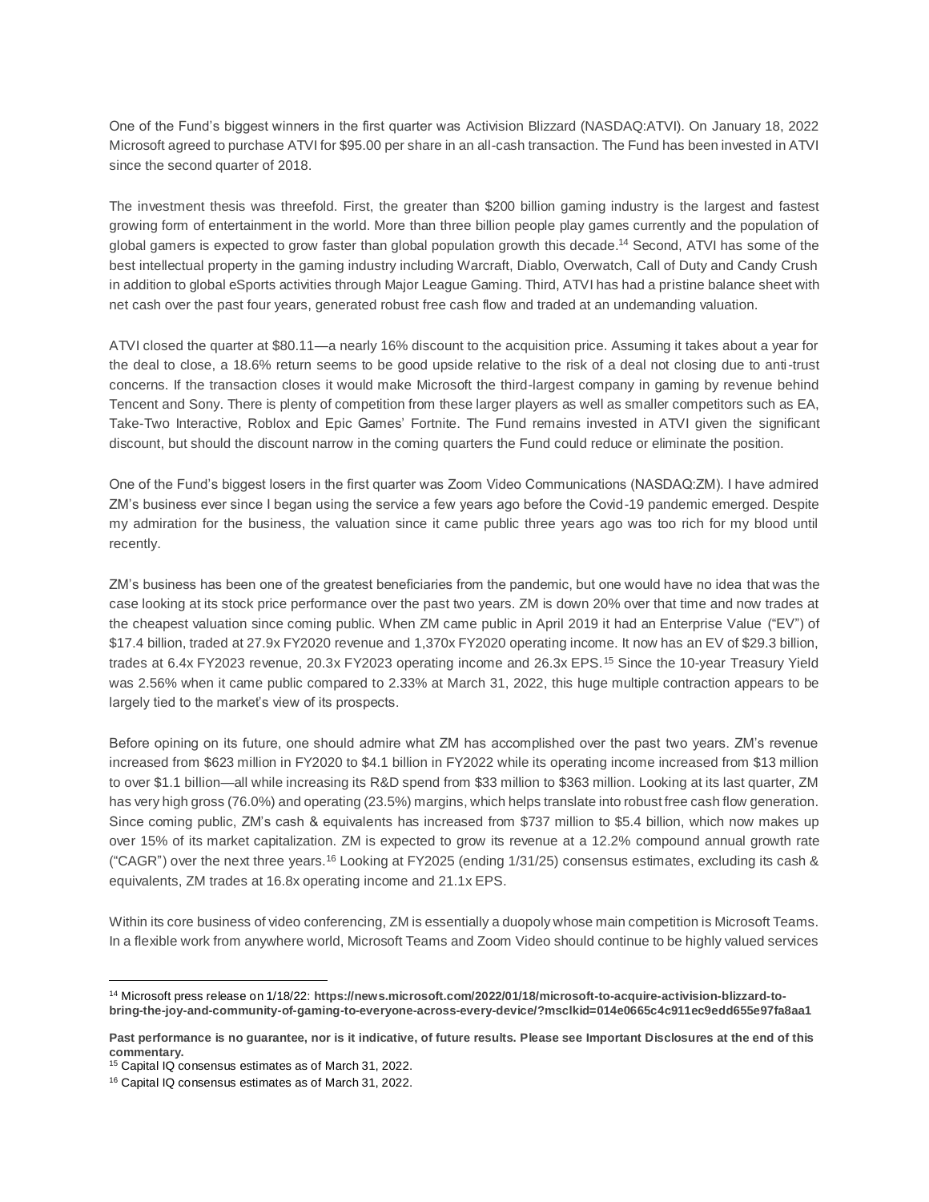One of the Fund's biggest winners in the first quarter was Activision Blizzard (NASDAQ:ATVI). On January 18, 2022 Microsoft agreed to purchase ATVI for $95.00 per share in an all-cash transaction. The Fund has been invested in ATVI since the second quarter of 2018.

The investment thesis was threefold. First, the greater than $200 billion gaming industry is the largest and fastest growing form of entertainment in the world. More than three billion people play games currently and the population of global gamers is expected to grow faster than global population growth this decade.[14] Second, ATVI has some of the best intellectual property in the gaming industry including Warcraft, Diablo, Overwatch, Call of Duty and Candy Crush in addition to global eSports activities through Major League Gaming. Third, ATVI has had a pristine balance sheet with net cash over the past four years, generated robust free cash flow and traded at an undemanding valuation.

ATVI closed the quarter at $80.11—a nearly 16% discount to the acquisition price. Assuming it takes about a year for the deal to close, a 18.6% return seems to be good upside relative to the risk of a deal not closing due to anti-trust concerns. If the transaction closes it would make Microsoft the third-largest company in gaming by revenue behind Tencent and Sony. There is plenty of competition from these larger players as well as smaller competitors such as EA, Take-Two Interactive, Roblox and Epic Games' Fortnite. The Fund remains invested in ATVI given the significant discount, but should the discount narrow in the coming quarters the Fund could reduce or eliminate the position.

One of the Fund's biggest losers in the first quarter was Zoom Video Communications (NASDAQ:ZM). I have admired ZM's business ever since I began using the service a few years ago before the Covid-19 pandemic emerged. Despite my admiration for the business, the valuation since it came public three years ago was too rich for my blood until recently.

ZM's business has been one of the greatest beneficiaries from the pandemic, but one would have no idea that was the case looking at its stock price performance over the past two years. ZM is down 20% over that time and now trades at the cheapest valuation since coming public. When ZM came public in April 2019 it had an Enterprise Value ("EV") of $17.4 billion, traded at 27.9x FY2020 revenue and 1,370x FY2020 operating income. It now has an EV of $29.3 billion, trades at 6.4x FY2023 revenue, 20.3x FY2023 operating income and 26.3x EPS.[15] Since the 10-year Treasury Yield was 2.56% when it came public compared to 2.33% at March 31, 2022, this huge multiple contraction appears to be largely tied to the market's view of its prospects.

Before opining on its future, one should admire what ZM has accomplished over the past two years. ZM's revenue increased from $623 million in FY2020 to $4.1 billion in FY2022 while its operating income increased from $13 million to over $1.1 billion—all while increasing its R&D spend from $33 million to $363 million. Looking at its last quarter, ZM has very high gross (76.0%) and operating (23.5%) margins, which helps translate into robust free cash flow generation. Since coming public, ZM's cash & equivalents has increased from $737 million to $5.4 billion, which now makes up over 15% of its market capitalization. ZM is expected to grow its revenue at a 12.2% compound annual growth rate ("CAGR") over the next three years.[16] Looking at FY2025 (ending 1/31/25) consensus estimates, excluding its cash & equivalents, ZM trades at 16.8x operating income and 21.1x EPS.

Within its core business of video conferencing, ZM is essentially a duopoly whose main competition is Microsoft Teams. In a flexible work from anywhere world, Microsoft Teams and Zoom Video should continue to be highly valued services

---

[14] Microsoft press release on 1/18/22: **https://news.microsoft.com/2022/01/18/microsoft-to-acquire-activision-blizzard-to-bring-the-joy-and-community-of-gaming-to-everyone-across-every-device/?msclkid=014e0665c4c911ec9edd655e97fa8aa1**

**Past performance is no guarantee, nor is it indicative, of future results. Please see Important Disclosures at the end of this commentary.**

[15] Capital IQ consensus estimates as of March 31, 2022.

[16] Capital IQ consensus estimates as of March 31, 2022.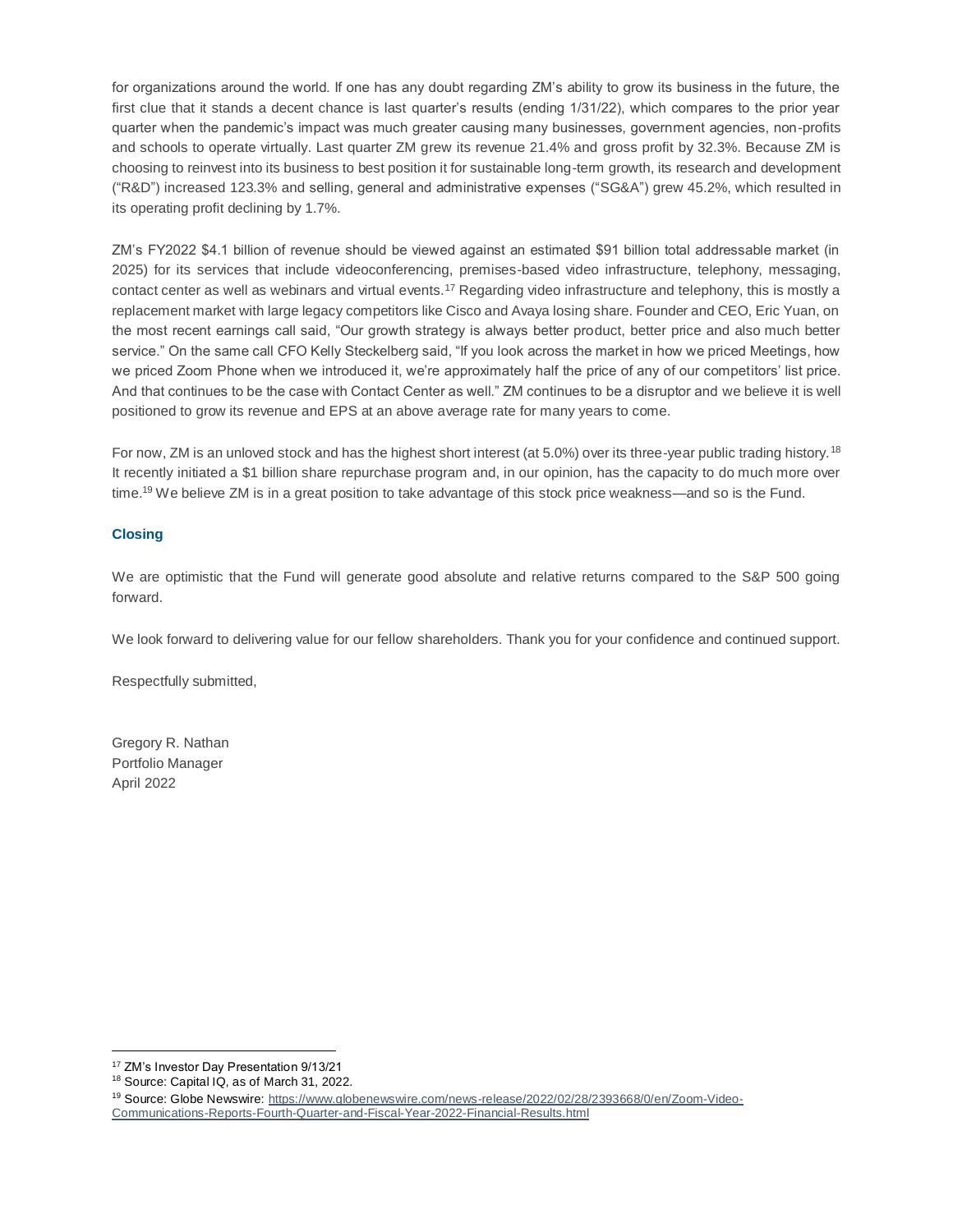for organizations around the world. If one has any doubt regarding ZM's ability to grow its business in the future, the first clue that it stands a decent chance is last quarter's results (ending 1/31/22), which compares to the prior year quarter when the pandemic's impact was much greater causing many businesses, government agencies, non-profits and schools to operate virtually. Last quarter ZM grew its revenue 21.4% and gross profit by 32.3%. Because ZM is choosing to reinvest into its business to best position it for sustainable long-term growth, its research and development ("R&D") increased 123.3% and selling, general and administrative expenses ("SG&A") grew 45.2%, which resulted in its operating profit declining by 1.7%.

ZM's FY2022 $4.1 billion of revenue should be viewed against an estimated $91 billion total addressable market (in 2025) for its services that include videoconferencing, premises-based video infrastructure, telephony, messaging, contact center as well as webinars and virtual events.[17] Regarding video infrastructure and telephony, this is mostly a replacement market with large legacy competitors like Cisco and Avaya losing share. Founder and CEO, Eric Yuan, on the most recent earnings call said, "Our growth strategy is always better product, better price and also much better service." On the same call CFO Kelly Steckelberg said, "If you look across the market in how we priced Meetings, how we priced Zoom Phone when we introduced it, we're approximately half the price of any of our competitors' list price. And that continues to be the case with Contact Center as well." ZM continues to be a disruptor and we believe it is well positioned to grow its revenue and EPS at an above average rate for many years to come.

For now, ZM is an unloved stock and has the highest short interest (at 5.0%) over its three-year public trading history.[18] It recently initiated a $1 billion share repurchase program and, in our opinion, has the capacity to do much more over time.[19] We believe ZM is in a great position to take advantage of this stock price weakness—and so is the Fund.

### Closing

We are optimistic that the Fund will generate good absolute and relative returns compared to the S&P 500 going forward.

We look forward to delivering value for our fellow shareholders. Thank you for your confidence and continued support.

Respectfully submitted,

Gregory R. Nathan
Portfolio Manager
April 2022

---

[17] ZM's Investor Day Presentation 9/13/21

[18] Source: Capital IQ, as of March 31, 2022.

[19] Source: Globe Newswire: https://www.globenewswire.com/news-release/2022/02/28/2393668/0/en/Zoom-Video-Communications-Reports-Fourth-Quarter-and-Fiscal-Year-2022-Financial-Results.html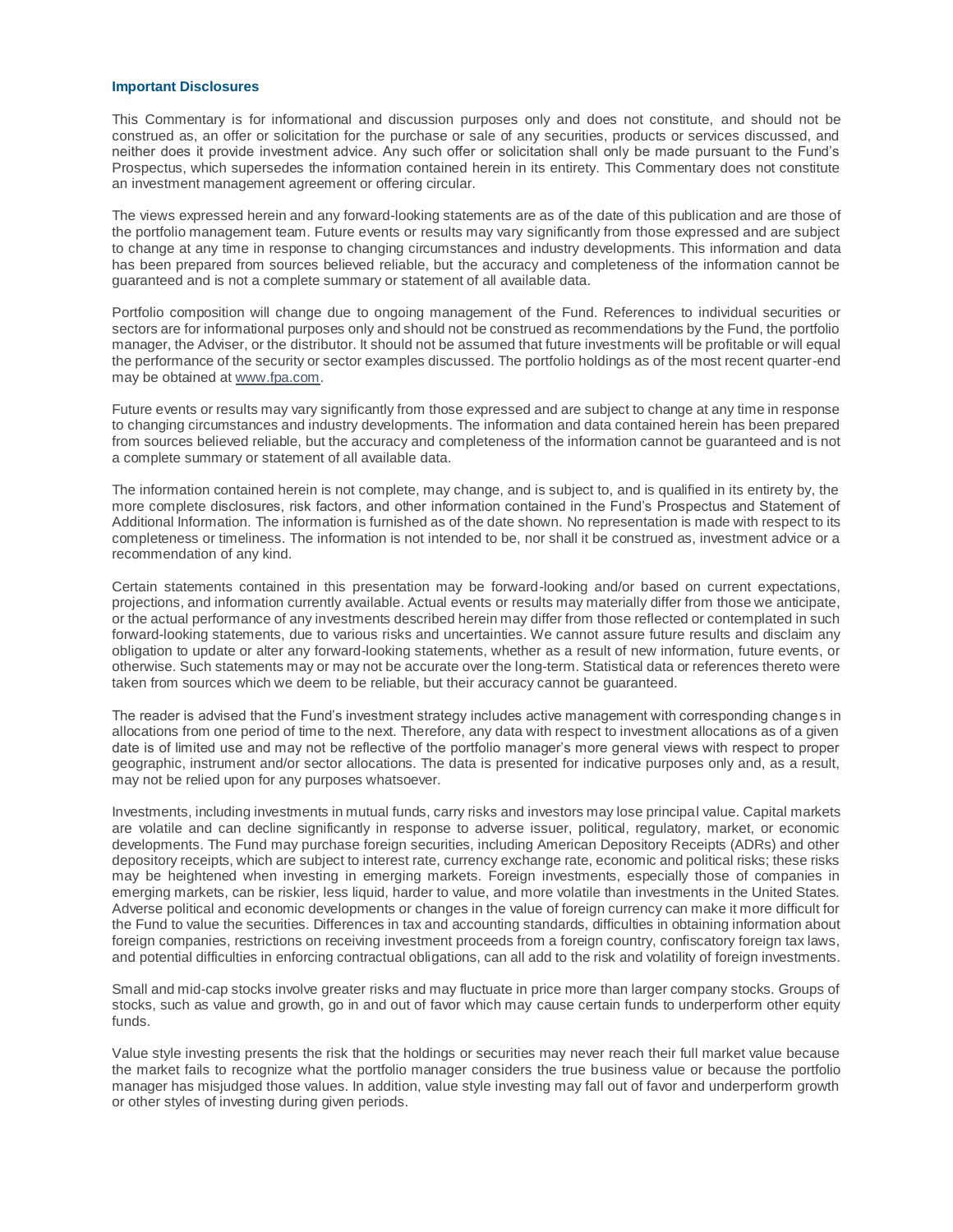## Important Disclosures

This Commentary is for informational and discussion purposes only and does not constitute, and should not be construed as, an offer or solicitation for the purchase or sale of any securities, products or services discussed, and neither does it provide investment advice. Any such offer or solicitation shall only be made pursuant to the Fund's Prospectus, which supersedes the information contained herein in its entirety. This Commentary does not constitute an investment management agreement or offering circular.

The views expressed herein and any forward-looking statements are as of the date of this publication and are those of the portfolio management team. Future events or results may vary significantly from those expressed and are subject to change at any time in response to changing circumstances and industry developments. This information and data has been prepared from sources believed reliable, but the accuracy and completeness of the information cannot be guaranteed and is not a complete summary or statement of all available data.

Portfolio composition will change due to ongoing management of the Fund. References to individual securities or sectors are for informational purposes only and should not be construed as recommendations by the Fund, the portfolio manager, the Adviser, or the distributor. It should not be assumed that future investments will be profitable or will equal the performance of the security or sector examples discussed. The portfolio holdings as of the most recent quarter-end may be obtained at www.fpa.com.

Future events or results may vary significantly from those expressed and are subject to change at any time in response to changing circumstances and industry developments. The information and data contained herein has been prepared from sources believed reliable, but the accuracy and completeness of the information cannot be guaranteed and is not a complete summary or statement of all available data.

The information contained herein is not complete, may change, and is subject to, and is qualified in its entirety by, the more complete disclosures, risk factors, and other information contained in the Fund's Prospectus and Statement of Additional Information. The information is furnished as of the date shown. No representation is made with respect to its completeness or timeliness. The information is not intended to be, nor shall it be construed as, investment advice or a recommendation of any kind.

Certain statements contained in this presentation may be forward-looking and/or based on current expectations, projections, and information currently available. Actual events or results may materially differ from those we anticipate, or the actual performance of any investments described herein may differ from those reflected or contemplated in such forward-looking statements, due to various risks and uncertainties. We cannot assure future results and disclaim any obligation to update or alter any forward-looking statements, whether as a result of new information, future events, or otherwise. Such statements may or may not be accurate over the long-term. Statistical data or references thereto were taken from sources which we deem to be reliable, but their accuracy cannot be guaranteed.

The reader is advised that the Fund's investment strategy includes active management with corresponding changes in allocations from one period of time to the next. Therefore, any data with respect to investment allocations as of a given date is of limited use and may not be reflective of the portfolio manager's more general views with respect to proper geographic, instrument and/or sector allocations. The data is presented for indicative purposes only and, as a result, may not be relied upon for any purposes whatsoever.

Investments, including investments in mutual funds, carry risks and investors may lose principal value. Capital markets are volatile and can decline significantly in response to adverse issuer, political, regulatory, market, or economic developments. The Fund may purchase foreign securities, including American Depository Receipts (ADRs) and other depository receipts, which are subject to interest rate, currency exchange rate, economic and political risks; these risks may be heightened when investing in emerging markets. Foreign investments, especially those of companies in emerging markets, can be riskier, less liquid, harder to value, and more volatile than investments in the United States. Adverse political and economic developments or changes in the value of foreign currency can make it more difficult for the Fund to value the securities. Differences in tax and accounting standards, difficulties in obtaining information about foreign companies, restrictions on receiving investment proceeds from a foreign country, confiscatory foreign tax laws, and potential difficulties in enforcing contractual obligations, can all add to the risk and volatility of foreign investments.

Small and mid-cap stocks involve greater risks and may fluctuate in price more than larger company stocks. Groups of stocks, such as value and growth, go in and out of favor which may cause certain funds to underperform other equity funds.

Value style investing presents the risk that the holdings or securities may never reach their full market value because the market fails to recognize what the portfolio manager considers the true business value or because the portfolio manager has misjudged those values. In addition, value style investing may fall out of favor and underperform growth or other styles of investing during given periods.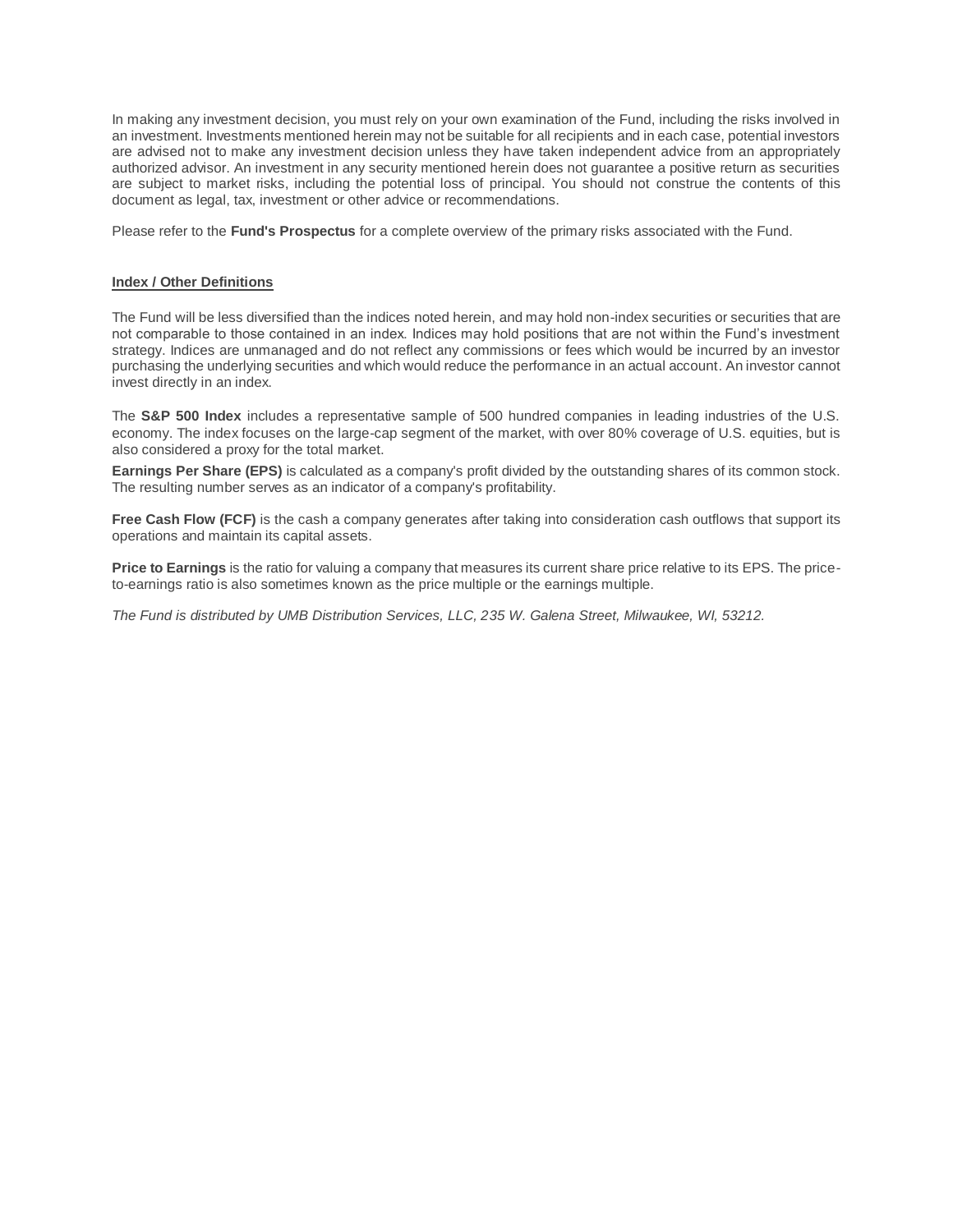In making any investment decision, you must rely on your own examination of the Fund, including the risks involved in an investment. Investments mentioned herein may not be suitable for all recipients and in each case, potential investors are advised not to make any investment decision unless they have taken independent advice from an appropriately authorized advisor. An investment in any security mentioned herein does not guarantee a positive return as securities are subject to market risks, including the potential loss of principal. You should not construe the contents of this document as legal, tax, investment or other advice or recommendations.

Please refer to the **Fund's Prospectus** for a complete overview of the primary risks associated with the Fund.

**Index / Other Definitions**

The Fund will be less diversified than the indices noted herein, and may hold non-index securities or securities that are not comparable to those contained in an index. Indices may hold positions that are not within the Fund's investment strategy. Indices are unmanaged and do not reflect any commissions or fees which would be incurred by an investor purchasing the underlying securities and which would reduce the performance in an actual account. An investor cannot invest directly in an index.

The **S&P 500 Index** includes a representative sample of 500 hundred companies in leading industries of the U.S. economy. The index focuses on the large-cap segment of the market, with over 80% coverage of U.S. equities, but is also considered a proxy for the total market.

**Earnings Per Share (EPS)** is calculated as a company's profit divided by the outstanding shares of its common stock. The resulting number serves as an indicator of a company's profitability.

**Free Cash Flow (FCF)** is the cash a company generates after taking into consideration cash outflows that support its operations and maintain its capital assets.

**Price to Earnings** is the ratio for valuing a company that measures its current share price relative to its EPS. The price-to-earnings ratio is also sometimes known as the price multiple or the earnings multiple.

*The Fund is distributed by UMB Distribution Services, LLC, 235 W. Galena Street, Milwaukee, WI, 53212.*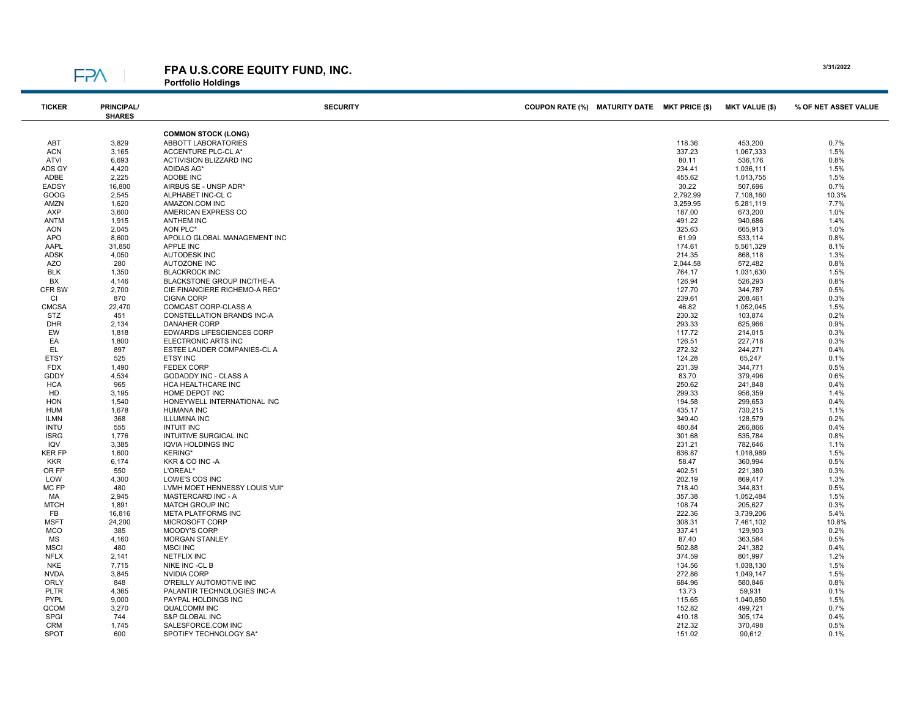# FPA U.S.CORE EQUITY FUND, INC.

**Portfolio Holdings**

3/31/2022

| TICKER | PRINCIPAL/ SHARES | SECURITY | COUPON RATE (%) | MATURITY DATE | MKT PRICE ($) | MKT VALUE ($) | % OF NET ASSET VALUE |
|---|---|---|---|---|---|---|---|
| | | **COMMON STOCK (LONG)** | | | | | |
| ABT | 3,829 | ABBOTT LABORATORIES | | | 118.36 | 453,200 | 0.7% |
| ACN | 3,165 | ACCENTURE PLC-CL A* | | | 337.23 | 1,067,333 | 1.5% |
| ATVI | 6,693 | ACTIVISION BLIZZARD INC | | | 80.11 | 536,176 | 0.8% |
| ADS GY | 4,420 | ADIDAS AG* | | | 234.41 | 1,036,111 | 1.5% |
| ADBE | 2,225 | ADOBE INC | | | 455.62 | 1,013,755 | 1.5% |
| EADSY | 16,800 | AIRBUS SE - UNSP ADR* | | | 30.22 | 507,696 | 0.7% |
| GOOG | 2,545 | ALPHABET INC-CL C | | | 2,792.99 | 7,108,160 | 10.3% |
| AMZN | 1,620 | AMAZON.COM INC | | | 3,259.95 | 5,281,119 | 7.7% |
| AXP | 3,600 | AMERICAN EXPRESS CO | | | 187.00 | 673,200 | 1.0% |
| ANTM | 1,915 | ANTHEM INC | | | 491.22 | 940,686 | 1.4% |
| AON | 2,045 | AON PLC* | | | 325.63 | 665,913 | 1.0% |
| APO | 8,600 | APOLLO GLOBAL MANAGEMENT INC | | | 61.99 | 533,114 | 0.8% |
| AAPL | 31,850 | APPLE INC | | | 174.61 | 5,561,329 | 8.1% |
| ADSK | 4,050 | AUTODESK INC | | | 214.35 | 868,118 | 1.3% |
| AZO | 280 | AUTOZONE INC | | | 2,044.58 | 572,482 | 0.8% |
| BLK | 1,350 | BLACKROCK INC | | | 764.17 | 1,031,630 | 1.5% |
| BX | 4,146 | BLACKSTONE GROUP INC/THE-A | | | 126.94 | 526,293 | 0.8% |
| CFR SW | 2,700 | CIE FINANCIERE RICHEMO-A REG* | | | 127.70 | 344,787 | 0.5% |
| CI | 870 | CIGNA CORP | | | 239.61 | 208,461 | 0.3% |
| CMCSA | 22,470 | COMCAST CORP-CLASS A | | | 46.82 | 1,052,045 | 1.5% |
| STZ | 451 | CONSTELLATION BRANDS INC-A | | | 230.32 | 103,874 | 0.2% |
| DHR | 2,134 | DANAHER CORP | | | 293.33 | 625,966 | 0.9% |
| EW | 1,818 | EDWARDS LIFESCIENCES CORP | | | 117.72 | 214,015 | 0.3% |
| EA | 1,800 | ELECTRONIC ARTS INC | | | 126.51 | 227,718 | 0.3% |
| EL | 897 | ESTEE LAUDER COMPANIES-CL A | | | 272.32 | 244,271 | 0.4% |
| ETSY | 525 | ETSY INC | | | 124.28 | 65,247 | 0.1% |
| FDX | 1,490 | FEDEX CORP | | | 231.39 | 344,771 | 0.5% |
| GDDY | 4,534 | GODADDY INC - CLASS A | | | 83.70 | 379,496 | 0.6% |
| HCA | 965 | HCA HEALTHCARE INC | | | 250.62 | 241,848 | 0.4% |
| HD | 3,195 | HOME DEPOT INC | | | 299.33 | 956,359 | 1.4% |
| HON | 1,540 | HONEYWELL INTERNATIONAL INC | | | 194.58 | 299,653 | 0.4% |
| HUM | 1,678 | HUMANA INC | | | 435.17 | 730,215 | 1.1% |
| ILMN | 368 | ILLUMINA INC | | | 349.40 | 128,579 | 0.2% |
| INTU | 555 | INTUIT INC | | | 480.84 | 266,866 | 0.4% |
| ISRG | 1,776 | INTUITIVE SURGICAL INC | | | 301.68 | 535,784 | 0.8% |
| IQV | 3,385 | IQVIA HOLDINGS INC | | | 231.21 | 782,646 | 1.1% |
| KER FP | 1,600 | KERING* | | | 636.87 | 1,018,989 | 1.5% |
| KKR | 6,174 | KKR & CO INC -A | | | 58.47 | 360,994 | 0.5% |
| OR FP | 550 | L'OREAL* | | | 402.51 | 221,380 | 0.3% |
| LOW | 4,300 | LOWE'S COS INC | | | 202.19 | 869,417 | 1.3% |
| MC FP | 480 | LVMH MOET HENNESSY LOUIS VUI* | | | 718.40 | 344,831 | 0.5% |
| MA | 2,945 | MASTERCARD INC - A | | | 357.38 | 1,052,484 | 1.5% |
| MTCH | 1,891 | MATCH GROUP INC | | | 108.74 | 205,627 | 0.3% |
| FB | 16,816 | META PLATFORMS INC | | | 222.36 | 3,739,206 | 5.4% |
| MSFT | 24,200 | MICROSOFT CORP | | | 308.31 | 7,461,102 | 10.8% |
| MCO | 385 | MOODY'S CORP | | | 337.41 | 129,903 | 0.2% |
| MS | 4,160 | MORGAN STANLEY | | | 87.40 | 363,584 | 0.5% |
| MSCI | 480 | MSCI INC | | | 502.88 | 241,382 | 0.4% |
| NFLX | 2,141 | NETFLIX INC | | | 374.59 | 801,997 | 1.2% |
| NKE | 7,715 | NIKE INC -CL B | | | 134.56 | 1,038,130 | 1.5% |
| NVDA | 3,845 | NVIDIA CORP | | | 272.86 | 1,049,147 | 1.5% |
| ORLY | 848 | O'REILLY AUTOMOTIVE INC | | | 684.96 | 580,846 | 0.8% |
| PLTR | 4,365 | PALANTIR TECHNOLOGIES INC-A | | | 13.73 | 59,931 | 0.1% |
| PYPL | 9,000 | PAYPAL HOLDINGS INC | | | 115.65 | 1,040,850 | 1.5% |
| QCOM | 3,270 | QUALCOMM INC | | | 152.82 | 499,721 | 0.7% |
| SPGI | 744 | S&P GLOBAL INC | | | 410.18 | 305,174 | 0.4% |
| CRM | 1,745 | SALESFORCE.COM INC | | | 212.32 | 370,498 | 0.5% |
| SPOT | 600 | SPOTIFY TECHNOLOGY SA* | | | 151.02 | 90,612 | 0.1% |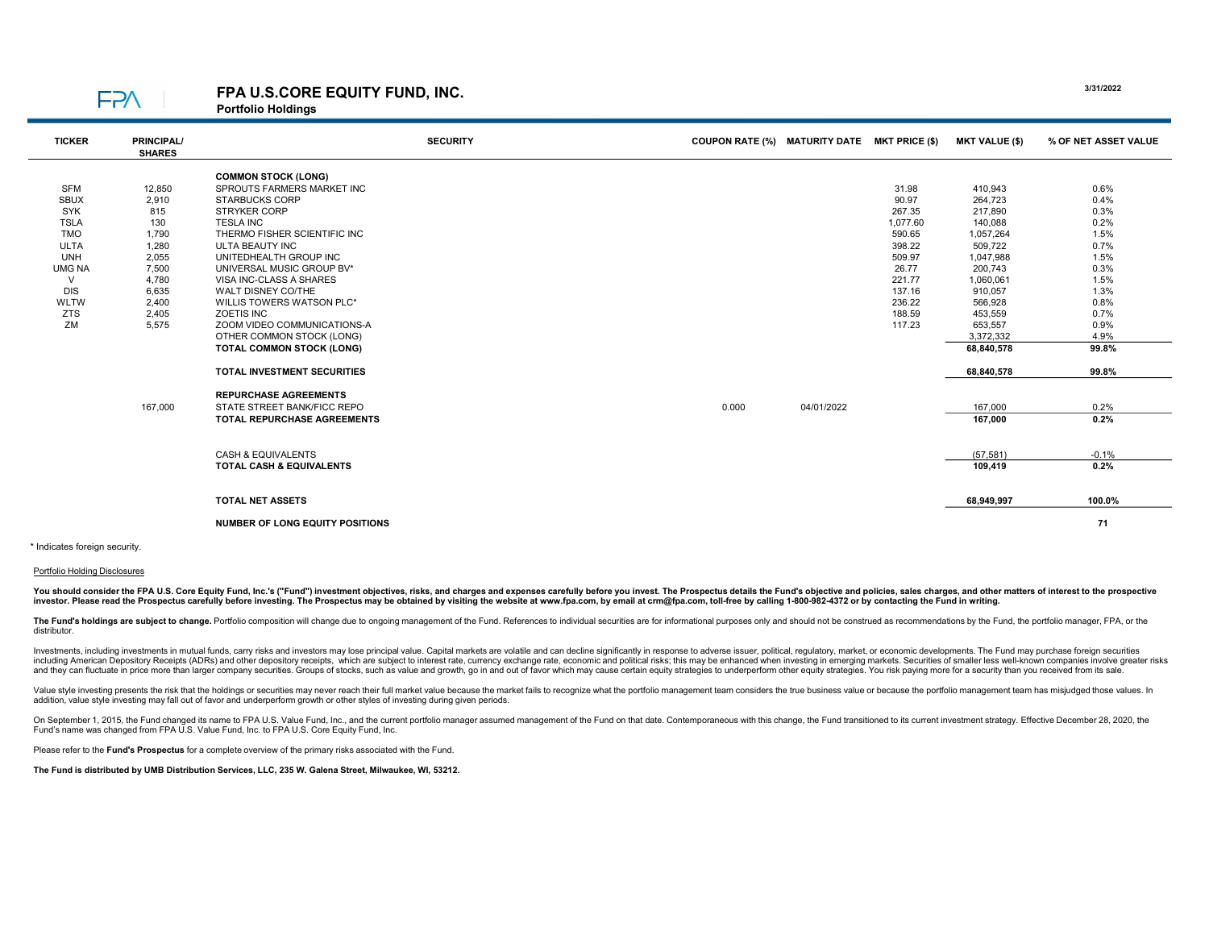# FPA U.S.CORE EQUITY FUND, INC.

**Portfolio Holdings**

3/31/2022

| TICKER | PRINCIPAL/ SHARES | SECURITY | COUPON RATE (%) | MATURITY DATE | MKT PRICE ($) | MKT VALUE ($) | % OF NET ASSET VALUE |
|---|---|---|---|---|---|---|---|
| | | **COMMON STOCK (LONG)** | | | | | |
| SFM | 12,850 | SPROUTS FARMERS MARKET INC | | | 31.98 | 410,943 | 0.6% |
| SBUX | 2,910 | STARBUCKS CORP | | | 90.97 | 264,723 | 0.4% |
| SYK | 815 | STRYKER CORP | | | 267.35 | 217,890 | 0.3% |
| TSLA | 130 | TESLA INC | | | 1,077.60 | 140,088 | 0.2% |
| TMO | 1,790 | THERMO FISHER SCIENTIFIC INC | | | 590.65 | 1,057,264 | 1.5% |
| ULTA | 1,280 | ULTA BEAUTY INC | | | 398.22 | 509,722 | 0.7% |
| UNH | 2,055 | UNITEDHEALTH GROUP INC | | | 509.97 | 1,047,988 | 1.5% |
| UMG NA | 7,500 | UNIVERSAL MUSIC GROUP BV* | | | 26.77 | 200,743 | 0.3% |
| V | 4,780 | VISA INC-CLASS A SHARES | | | 221.77 | 1,060,061 | 1.5% |
| DIS | 6,635 | WALT DISNEY CO/THE | | | 137.16 | 910,057 | 1.3% |
| WLTW | 2,400 | WILLIS TOWERS WATSON PLC* | | | 236.22 | 566,928 | 0.8% |
| ZTS | 2,405 | ZOETIS INC | | | 188.59 | 453,559 | 0.7% |
| ZM | 5,575 | ZOOM VIDEO COMMUNICATIONS-A | | | 117.23 | 653,557 | 0.9% |
| | | OTHER COMMON STOCK (LONG) | | | | 3,372,332 | 4.9% |
| | | **TOTAL COMMON STOCK (LONG)** | | | | **68,840,578** | **99.8%** |
| | | **TOTAL INVESTMENT SECURITIES** | | | | **68,840,578** | **99.8%** |
| | | **REPURCHASE AGREEMENTS** | | | | | |
| | 167,000 | STATE STREET BANK/FICC REPO | 0.000 | 04/01/2022 | | 167,000 | 0.2% |
| | | **TOTAL REPURCHASE AGREEMENTS** | | | | **167,000** | **0.2%** |
| | | CASH & EQUIVALENTS | | | | (57,581) | -0.1% |
| | | **TOTAL CASH & EQUIVALENTS** | | | | **109,419** | **0.2%** |
| | | **TOTAL NET ASSETS** | | | | **68,949,997** | **100.0%** |
| | | **NUMBER OF LONG EQUITY POSITIONS** | | | | | **71** |

* Indicates foreign security.

Portfolio Holding Disclosures

**You should consider the FPA U.S. Core Equity Fund, Inc.'s ("Fund") investment objectives, risks, and charges and expenses carefully before you invest. The Prospectus details the Fund's objective and policies, sales charges, and other matters of interest to the prospective investor. Please read the Prospectus carefully before investing. The Prospectus may be obtained by visiting the website at www.fpa.com, by email at crm@fpa.com, toll-free by calling 1-800-982-4372 or by contacting the Fund in writing.**

**The Fund's holdings are subject to change.** Portfolio composition will change due to ongoing management of the Fund. References to individual securities are for informational purposes only and should not be construed as recommendations by the Fund, the portfolio manager, FPA, or the distributor.

Investments, including investments in mutual funds, carry risks and investors may lose principal value. Capital markets are volatile and can decline significantly in response to adverse issuer, political, regulatory, market, or economic developments. The Fund may purchase foreign securities including American Depository Receipts (ADRs) and other depository receipts, which are subject to interest rate, currency exchange rate, economic and political risks; this may be enhanced when investing in emerging markets. Securities of smaller less well-known companies involve greater risks and they can fluctuate in price more than larger company securities. Groups of stocks, such as value and growth, go in and out of favor which may cause certain equity strategies to underperform other equity strategies. You risk paying more for a security than you received from its sale.

Value style investing presents the risk that the holdings or securities may never reach their full market value because the market fails to recognize what the portfolio management team considers the true business value or because the portfolio management team has misjudged those values. In addition, value style investing may fall out of favor and underperform growth or other styles of investing during given periods.

On September 1, 2015, the Fund changed its name to FPA U.S. Value Fund, Inc., and the current portfolio manager assumed management of the Fund on that date. Contemporaneous with this change, the Fund transitioned to its current investment strategy. Effective December 28, 2020, the Fund's name was changed from FPA U.S. Value Fund, Inc. to FPA U.S. Core Equity Fund, Inc.

Please refer to the **Fund's Prospectus** for a complete overview of the primary risks associated with the Fund.

**The Fund is distributed by UMB Distribution Services, LLC, 235 W. Galena Street, Milwaukee, WI, 53212.**